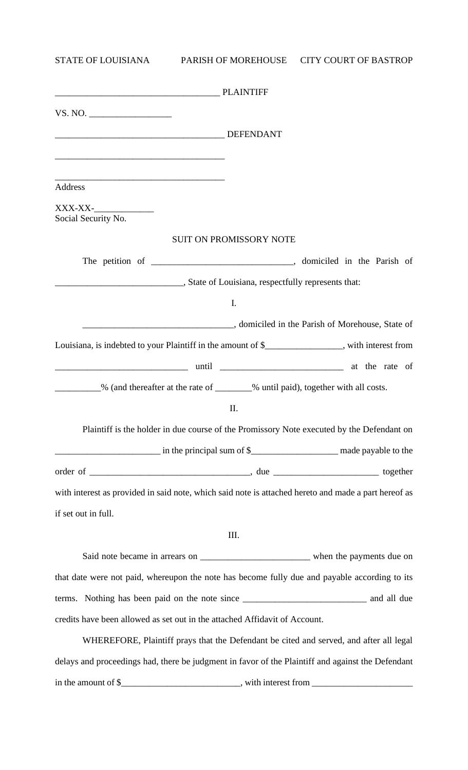STATE OF LOUISIANA PARISH OF MOREHOUSE CITY COURT OF BASTROP

___________________________________ PLAINTIFF

VS. NO. __________________

____________________________________ DEFENDANT

_____________________________________

_____________________________________
Address

XXX-XX-_____________
Social Security No.

SUIT ON PROMISSORY NOTE

The petition of ______________________________, domiciled in the Parish of ___________________________, State of Louisiana, respectfully represents that:

I.

________________________________, domiciled in the Parish of Morehouse, State of Louisiana, is indebted to your Plaintiff in the amount of $________________, with interest from ____________________________ until __________________________ at the rate of __________% (and thereafter at the rate of ________% until paid), together with all costs.

II.

Plaintiff is the holder in due course of the Promissory Note executed by the Defendant on ______________________ in the principal sum of $__________________ made payable to the order of __________________________________, due ______________________ together with interest as provided in said note, which said note is attached hereto and made a part hereof as if set out in full.

III.

Said note became in arrears on _______________________ when the payments due on that date were not paid, whereupon the note has become fully due and payable according to its terms. Nothing has been paid on the note since __________________________ and all due credits have been allowed as set out in the attached Affidavit of Account.

WHEREFORE, Plaintiff prays that the Defendant be cited and served, and after all legal delays and proceedings had, there be judgment in favor of the Plaintiff and against the Defendant in the amount of $_________________________, with interest from _____________________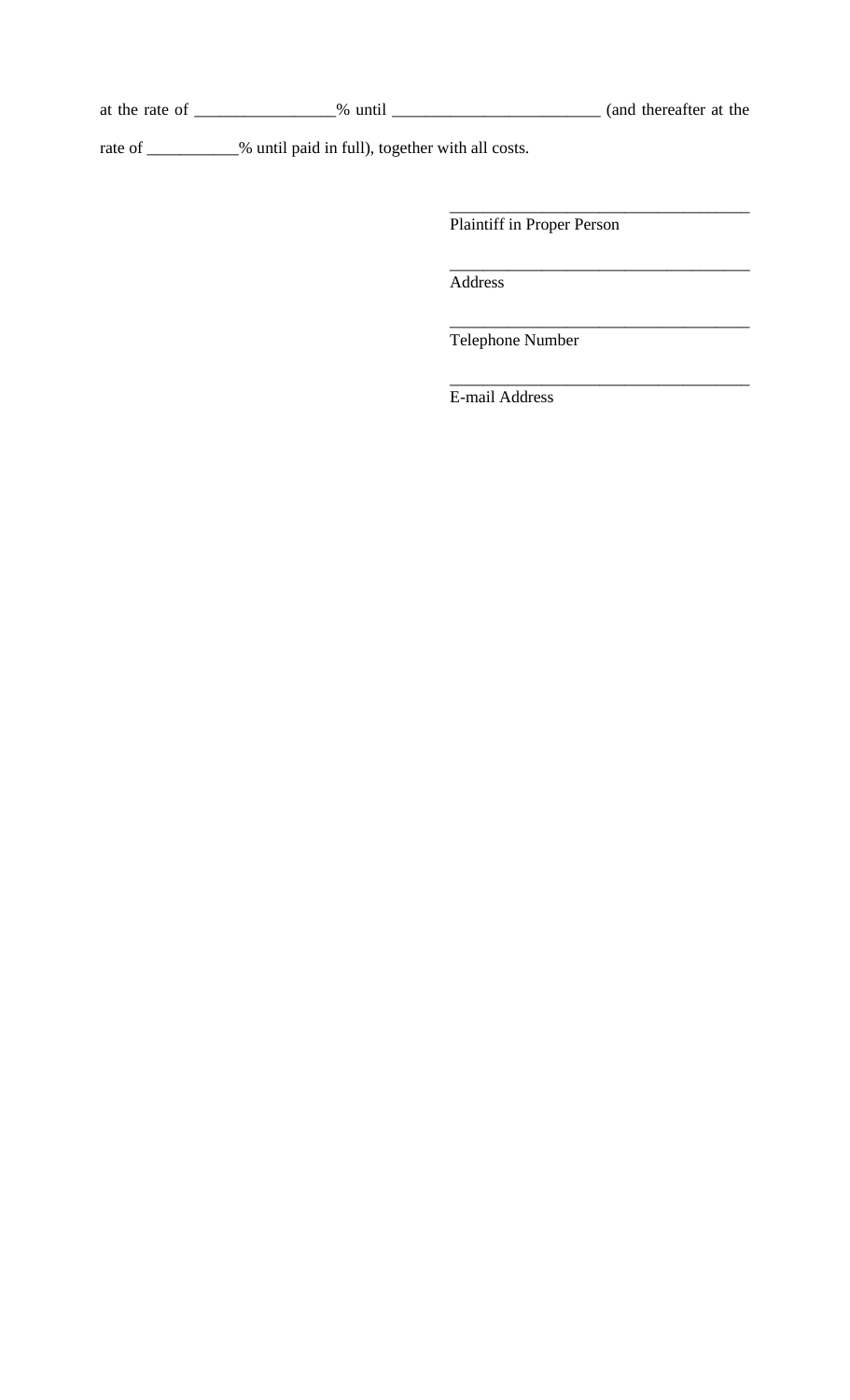at the rate of _________________% until _________________________ (and thereafter at the rate of ___________% until paid in full), together with all costs.

_____________________________________
Plaintiff in Proper Person

_____________________________________
Address

_____________________________________
Telephone Number

_____________________________________
E-mail Address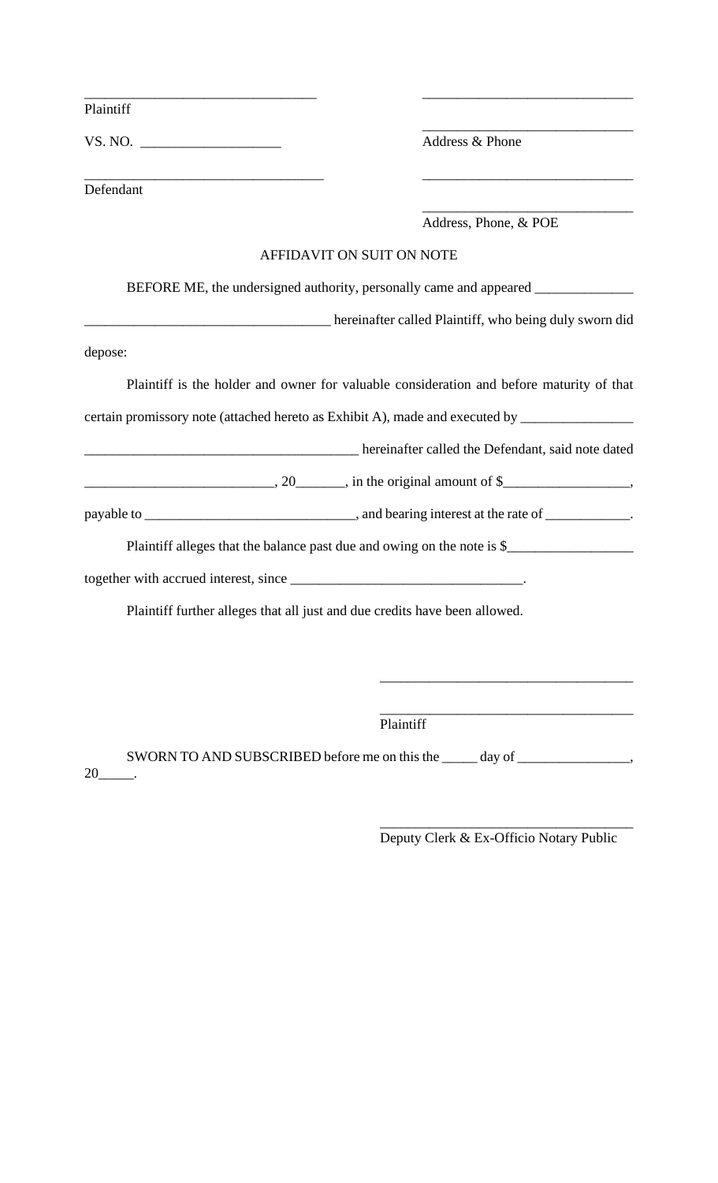\_\_\_\_\_\_\_\_\_\_\_\_\_\_\_\_\_\_\_\_\_\_\_\_\_\_\_\_\_\_\_\_
Plaintiff

VS. NO. \_\_\_\_\_\_\_\_\_\_\_\_\_\_\_\_\_\_\_\_

\_\_\_\_\_\_\_\_\_\_\_\_\_\_\_\_\_\_\_\_\_\_\_\_\_\_\_\_\_\_\_\_\_\_
Defendant

\_\_\_\_\_\_\_\_\_\_\_\_\_\_\_\_\_\_\_\_\_\_\_\_\_\_\_\_\_\_\_\_

\_\_\_\_\_\_\_\_\_\_\_\_\_\_\_\_\_\_\_\_\_\_\_\_\_\_\_\_\_\_\_\_
Address & Phone

\_\_\_\_\_\_\_\_\_\_\_\_\_\_\_\_\_\_\_\_\_\_\_\_\_\_\_\_\_\_\_\_

\_\_\_\_\_\_\_\_\_\_\_\_\_\_\_\_\_\_\_\_\_\_\_\_\_\_\_\_\_\_\_\_
Address, Phone, & POE

AFFIDAVIT ON SUIT ON NOTE

BEFORE ME, the undersigned authority, personally came and appeared \_\_\_\_\_\_\_\_\_\_\_\_\_\_ \_\_\_\_\_\_\_\_\_\_\_\_\_\_\_\_\_\_\_\_\_\_\_\_\_\_\_\_\_\_\_\_\_\_\_\_ hereinafter called Plaintiff, who being duly sworn did depose:

Plaintiff is the holder and owner for valuable consideration and before maturity of that certain promissory note (attached hereto as Exhibit A), made and executed by \_\_\_\_\_\_\_\_\_\_\_\_\_\_\_\_ \_\_\_\_\_\_\_\_\_\_\_\_\_\_\_\_\_\_\_\_\_\_\_\_\_\_\_\_\_\_\_\_\_\_\_\_\_\_\_\_ hereinafter called the Defendant, said note dated \_\_\_\_\_\_\_\_\_\_\_\_\_\_\_\_\_\_\_\_\_\_\_\_\_\_\_\_, 20\_\_\_\_\_\_\_, in the original amount of $\_\_\_\_\_\_\_\_\_\_\_\_\_\_\_\_\_\_, payable to \_\_\_\_\_\_\_\_\_\_\_\_\_\_\_\_\_\_\_\_\_\_\_\_\_\_\_\_\_\_, and bearing interest at the rate of \_\_\_\_\_\_\_\_\_\_\_\_.

Plaintiff alleges that the balance past due and owing on the note is $\_\_\_\_\_\_\_\_\_\_\_\_\_\_\_\_\_\_ together with accrued interest, since \_\_\_\_\_\_\_\_\_\_\_\_\_\_\_\_\_\_\_\_\_\_\_\_\_\_\_\_\_\_\_\_\_.

Plaintiff further alleges that all just and due credits have been allowed.

\_\_\_\_\_\_\_\_\_\_\_\_\_\_\_\_\_\_\_\_\_\_\_\_\_\_\_\_\_\_\_\_\_\_\_\_

\_\_\_\_\_\_\_\_\_\_\_\_\_\_\_\_\_\_\_\_\_\_\_\_\_\_\_\_\_\_\_\_\_\_\_\_
Plaintiff

SWORN TO AND SUBSCRIBED before me on this the \_\_\_\_\_ day of \_\_\_\_\_\_\_\_\_\_\_\_\_\_\_\_, 20\_\_\_\_\_.

\_\_\_\_\_\_\_\_\_\_\_\_\_\_\_\_\_\_\_\_\_\_\_\_\_\_\_\_\_\_\_\_\_\_\_\_
Deputy Clerk & Ex-Officio Notary Public